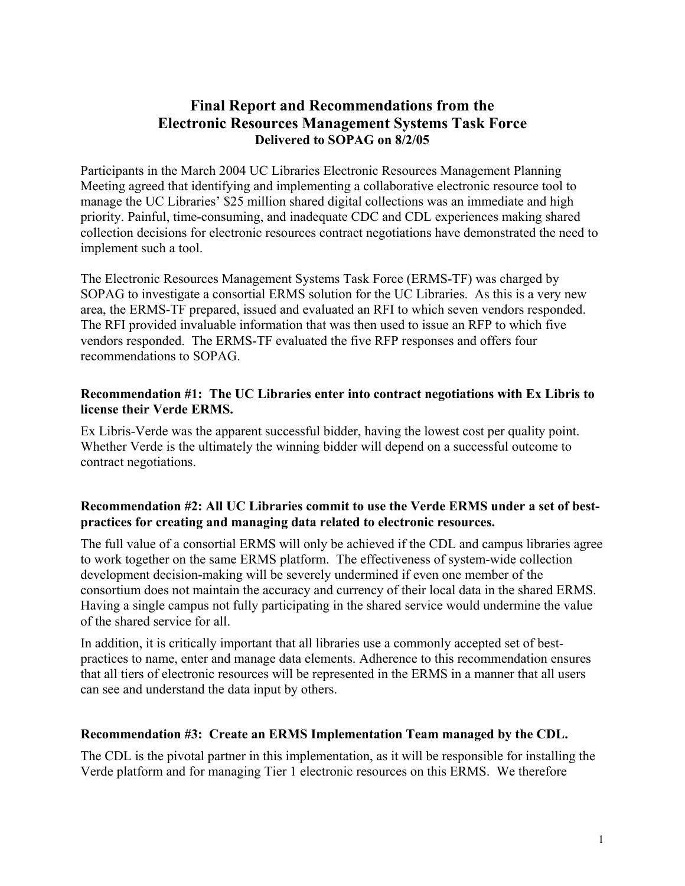# Final Report and Recommendations from the Electronic Resources Management Systems Task Force

**Delivered to SOPAG on 8/2/05**

Participants in the March 2004 UC Libraries Electronic Resources Management Planning Meeting agreed that identifying and implementing a collaborative electronic resource tool to manage the UC Libraries' $25 million shared digital collections was an immediate and high priority. Painful, time-consuming, and inadequate CDC and CDL experiences making shared collection decisions for electronic resources contract negotiations have demonstrated the need to implement such a tool.

The Electronic Resources Management Systems Task Force (ERMS-TF) was charged by SOPAG to investigate a consortial ERMS solution for the UC Libraries. As this is a very new area, the ERMS-TF prepared, issued and evaluated an RFI to which seven vendors responded. The RFI provided invaluable information that was then used to issue an RFP to which five vendors responded. The ERMS-TF evaluated the five RFP responses and offers four recommendations to SOPAG.

### Recommendation #1: The UC Libraries enter into contract negotiations with Ex Libris to license their Verde ERMS.

Ex Libris-Verde was the apparent successful bidder, having the lowest cost per quality point. Whether Verde is the ultimately the winning bidder will depend on a successful outcome to contract negotiations.

### Recommendation #2: All UC Libraries commit to use the Verde ERMS under a set of best-practices for creating and managing data related to electronic resources.

The full value of a consortial ERMS will only be achieved if the CDL and campus libraries agree to work together on the same ERMS platform. The effectiveness of system-wide collection development decision-making will be severely undermined if even one member of the consortium does not maintain the accuracy and currency of their local data in the shared ERMS. Having a single campus not fully participating in the shared service would undermine the value of the shared service for all.

In addition, it is critically important that all libraries use a commonly accepted set of best-practices to name, enter and manage data elements. Adherence to this recommendation ensures that all tiers of electronic resources will be represented in the ERMS in a manner that all users can see and understand the data input by others.

### Recommendation #3: Create an ERMS Implementation Team managed by the CDL.

The CDL is the pivotal partner in this implementation, as it will be responsible for installing the Verde platform and for managing Tier 1 electronic resources on this ERMS. We therefore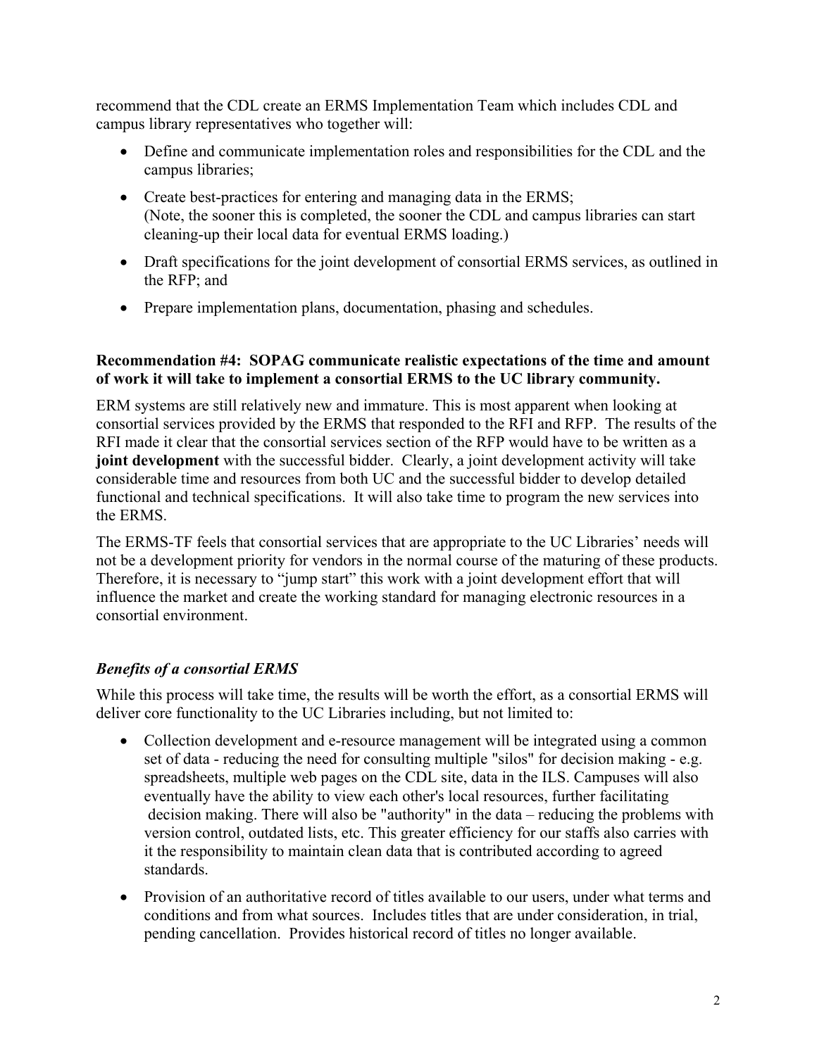recommend that the CDL create an ERMS Implementation Team which includes CDL and campus library representatives who together will:

- Define and communicate implementation roles and responsibilities for the CDL and the campus libraries;
- Create best-practices for entering and managing data in the ERMS;
  (Note, the sooner this is completed, the sooner the CDL and campus libraries can start cleaning-up their local data for eventual ERMS loading.)
- Draft specifications for the joint development of consortial ERMS services, as outlined in the RFP; and
- Prepare implementation plans, documentation, phasing and schedules.

**Recommendation #4: SOPAG communicate realistic expectations of the time and amount of work it will take to implement a consortial ERMS to the UC library community.**

ERM systems are still relatively new and immature. This is most apparent when looking at consortial services provided by the ERMS that responded to the RFI and RFP. The results of the RFI made it clear that the consortial services section of the RFP would have to be written as a **joint development** with the successful bidder. Clearly, a joint development activity will take considerable time and resources from both UC and the successful bidder to develop detailed functional and technical specifications. It will also take time to program the new services into the ERMS.

The ERMS-TF feels that consortial services that are appropriate to the UC Libraries' needs will not be a development priority for vendors in the normal course of the maturing of these products. Therefore, it is necessary to "jump start" this work with a joint development effort that will influence the market and create the working standard for managing electronic resources in a consortial environment.

### *Benefits of a consortial ERMS*

While this process will take time, the results will be worth the effort, as a consortial ERMS will deliver core functionality to the UC Libraries including, but not limited to:

- Collection development and e-resource management will be integrated using a common set of data - reducing the need for consulting multiple "silos" for decision making - e.g. spreadsheets, multiple web pages on the CDL site, data in the ILS. Campuses will also eventually have the ability to view each other's local resources, further facilitating decision making. There will also be "authority" in the data – reducing the problems with version control, outdated lists, etc. This greater efficiency for our staffs also carries with it the responsibility to maintain clean data that is contributed according to agreed standards.
- Provision of an authoritative record of titles available to our users, under what terms and conditions and from what sources. Includes titles that are under consideration, in trial, pending cancellation. Provides historical record of titles no longer available.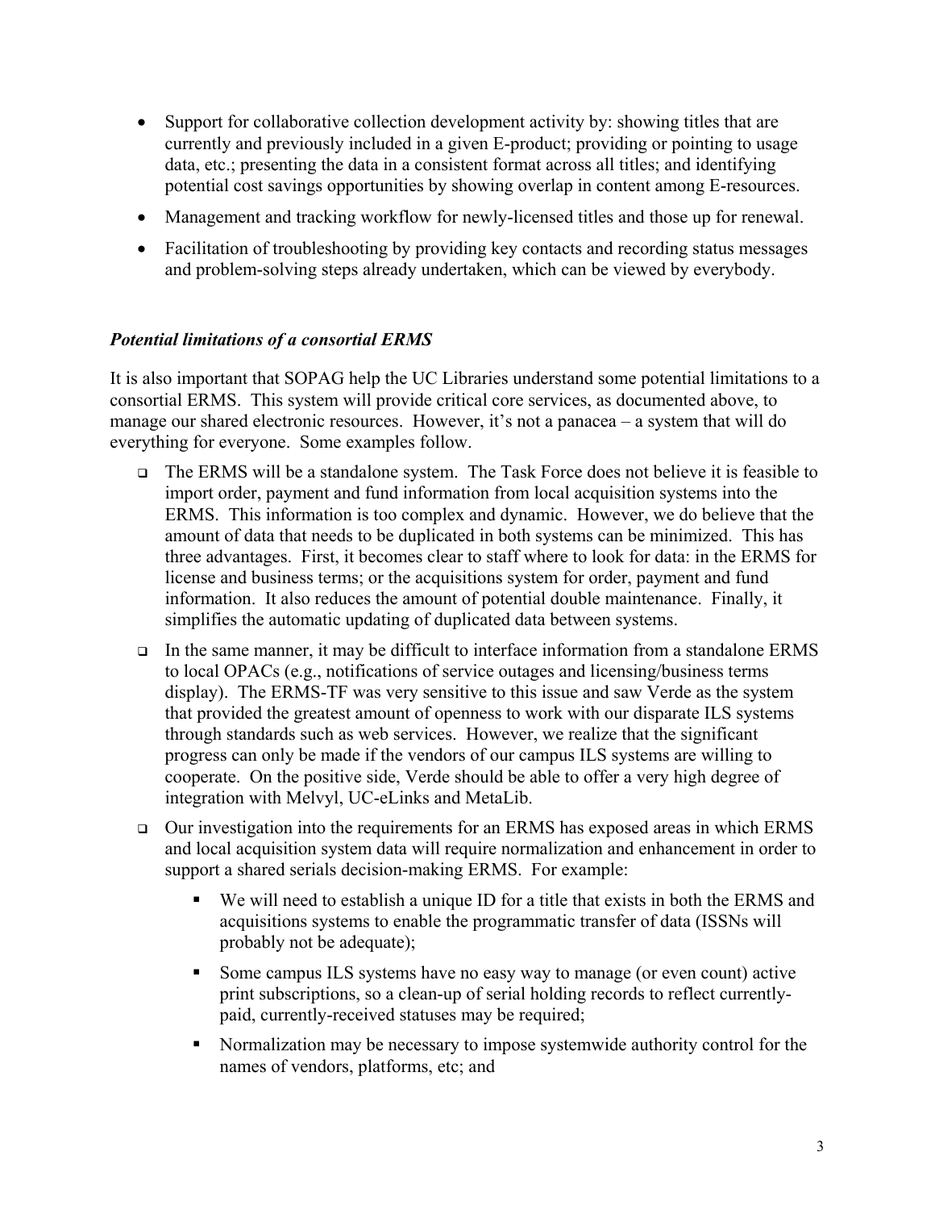- Support for collaborative collection development activity by: showing titles that are currently and previously included in a given E-product; providing or pointing to usage data, etc.; presenting the data in a consistent format across all titles; and identifying potential cost savings opportunities by showing overlap in content among E-resources.
- Management and tracking workflow for newly-licensed titles and those up for renewal.
- Facilitation of troubleshooting by providing key contacts and recording status messages and problem-solving steps already undertaken, which can be viewed by everybody.

***Potential limitations of a consortial ERMS***

It is also important that SOPAG help the UC Libraries understand some potential limitations to a consortial ERMS. This system will provide critical core services, as documented above, to manage our shared electronic resources. However, it's not a panacea – a system that will do everything for everyone. Some examples follow.

- The ERMS will be a standalone system. The Task Force does not believe it is feasible to import order, payment and fund information from local acquisition systems into the ERMS. This information is too complex and dynamic. However, we do believe that the amount of data that needs to be duplicated in both systems can be minimized. This has three advantages. First, it becomes clear to staff where to look for data: in the ERMS for license and business terms; or the acquisitions system for order, payment and fund information. It also reduces the amount of potential double maintenance. Finally, it simplifies the automatic updating of duplicated data between systems.
- In the same manner, it may be difficult to interface information from a standalone ERMS to local OPACs (e.g., notifications of service outages and licensing/business terms display). The ERMS-TF was very sensitive to this issue and saw Verde as the system that provided the greatest amount of openness to work with our disparate ILS systems through standards such as web services. However, we realize that the significant progress can only be made if the vendors of our campus ILS systems are willing to cooperate. On the positive side, Verde should be able to offer a very high degree of integration with Melvyl, UC-eLinks and MetaLib.
- Our investigation into the requirements for an ERMS has exposed areas in which ERMS and local acquisition system data will require normalization and enhancement in order to support a shared serials decision-making ERMS. For example:
  - We will need to establish a unique ID for a title that exists in both the ERMS and acquisitions systems to enable the programmatic transfer of data (ISSNs will probably not be adequate);
  - Some campus ILS systems have no easy way to manage (or even count) active print subscriptions, so a clean-up of serial holding records to reflect currently-paid, currently-received statuses may be required;
  - Normalization may be necessary to impose systemwide authority control for the names of vendors, platforms, etc; and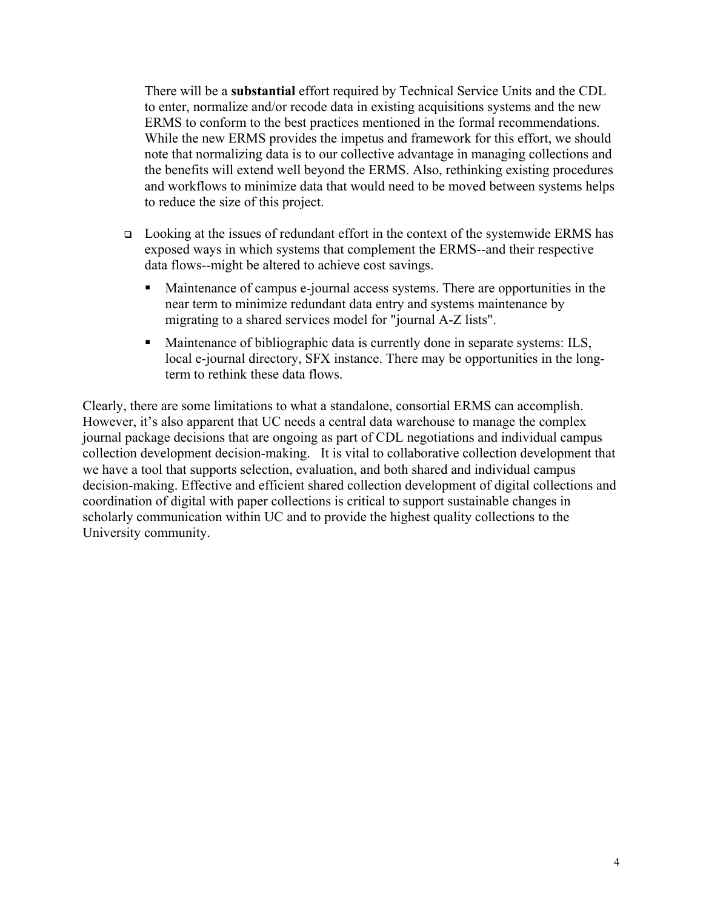There will be a **substantial** effort required by Technical Service Units and the CDL to enter, normalize and/or recode data in existing acquisitions systems and the new ERMS to conform to the best practices mentioned in the formal recommendations. While the new ERMS provides the impetus and framework for this effort, we should note that normalizing data is to our collective advantage in managing collections and the benefits will extend well beyond the ERMS. Also, rethinking existing procedures and workflows to minimize data that would need to be moved between systems helps to reduce the size of this project.

- Looking at the issues of redundant effort in the context of the systemwide ERMS has exposed ways in which systems that complement the ERMS--and their respective data flows--might be altered to achieve cost savings.
  - Maintenance of campus e-journal access systems. There are opportunities in the near term to minimize redundant data entry and systems maintenance by migrating to a shared services model for "journal A-Z lists".
  - Maintenance of bibliographic data is currently done in separate systems: ILS, local e-journal directory, SFX instance. There may be opportunities in the long-term to rethink these data flows.

Clearly, there are some limitations to what a standalone, consortial ERMS can accomplish. However, it's also apparent that UC needs a central data warehouse to manage the complex journal package decisions that are ongoing as part of CDL negotiations and individual campus collection development decision-making. It is vital to collaborative collection development that we have a tool that supports selection, evaluation, and both shared and individual campus decision-making. Effective and efficient shared collection development of digital collections and coordination of digital with paper collections is critical to support sustainable changes in scholarly communication within UC and to provide the highest quality collections to the University community.